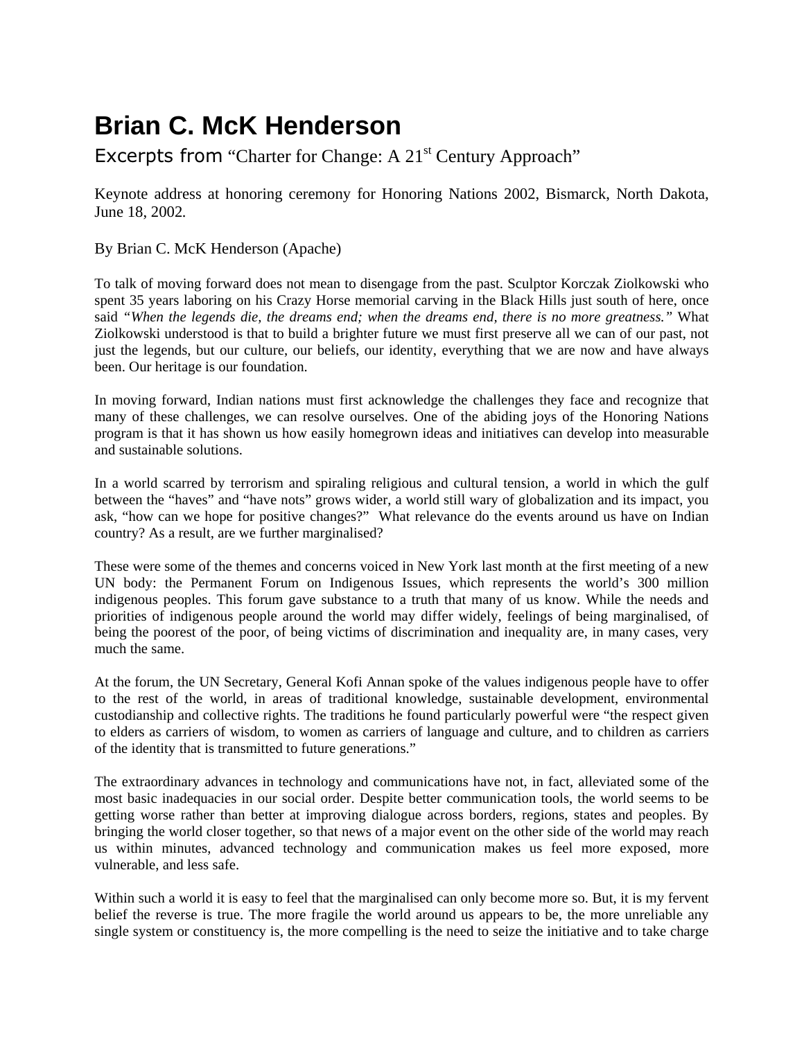# Brian C. McK Henderson

Excerpts from "Charter for Change: A 21st Century Approach"

Keynote address at honoring ceremony for Honoring Nations 2002, Bismarck, North Dakota, June 18, 2002.

By Brian C. McK Henderson (Apache)

To talk of moving forward does not mean to disengage from the past. Sculptor Korczak Ziolkowski who spent 35 years laboring on his Crazy Horse memorial carving in the Black Hills just south of here, once said *"When the legends die, the dreams end; when the dreams end, there is no more greatness."* What Ziolkowski understood is that to build a brighter future we must first preserve all we can of our past, not just the legends, but our culture, our beliefs, our identity, everything that we are now and have always been. Our heritage is our foundation.

In moving forward, Indian nations must first acknowledge the challenges they face and recognize that many of these challenges, we can resolve ourselves. One of the abiding joys of the Honoring Nations program is that it has shown us how easily homegrown ideas and initiatives can develop into measurable and sustainable solutions.

In a world scarred by terrorism and spiraling religious and cultural tension, a world in which the gulf between the "haves" and "have nots" grows wider, a world still wary of globalization and its impact, you ask, "how can we hope for positive changes?" What relevance do the events around us have on Indian country? As a result, are we further marginalised?

These were some of the themes and concerns voiced in New York last month at the first meeting of a new UN body: the Permanent Forum on Indigenous Issues, which represents the world's 300 million indigenous peoples. This forum gave substance to a truth that many of us know. While the needs and priorities of indigenous people around the world may differ widely, feelings of being marginalised, of being the poorest of the poor, of being victims of discrimination and inequality are, in many cases, very much the same.

At the forum, the UN Secretary, General Kofi Annan spoke of the values indigenous people have to offer to the rest of the world, in areas of traditional knowledge, sustainable development, environmental custodianship and collective rights. The traditions he found particularly powerful were "the respect given to elders as carriers of wisdom, to women as carriers of language and culture, and to children as carriers of the identity that is transmitted to future generations."

The extraordinary advances in technology and communications have not, in fact, alleviated some of the most basic inadequacies in our social order. Despite better communication tools, the world seems to be getting worse rather than better at improving dialogue across borders, regions, states and peoples. By bringing the world closer together, so that news of a major event on the other side of the world may reach us within minutes, advanced technology and communication makes us feel more exposed, more vulnerable, and less safe.

Within such a world it is easy to feel that the marginalised can only become more so. But, it is my fervent belief the reverse is true. The more fragile the world around us appears to be, the more unreliable any single system or constituency is, the more compelling is the need to seize the initiative and to take charge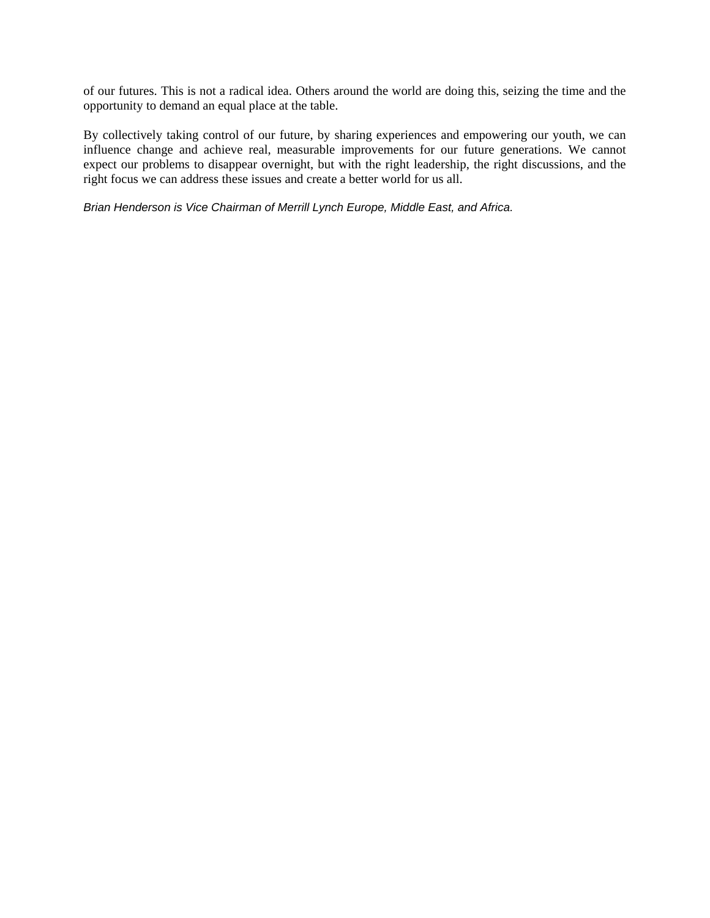of our futures. This is not a radical idea. Others around the world are doing this, seizing the time and the opportunity to demand an equal place at the table.

By collectively taking control of our future, by sharing experiences and empowering our youth, we can influence change and achieve real, measurable improvements for our future generations. We cannot expect our problems to disappear overnight, but with the right leadership, the right discussions, and the right focus we can address these issues and create a better world for us all.

*Brian Henderson is Vice Chairman of Merrill Lynch Europe, Middle East, and Africa.*